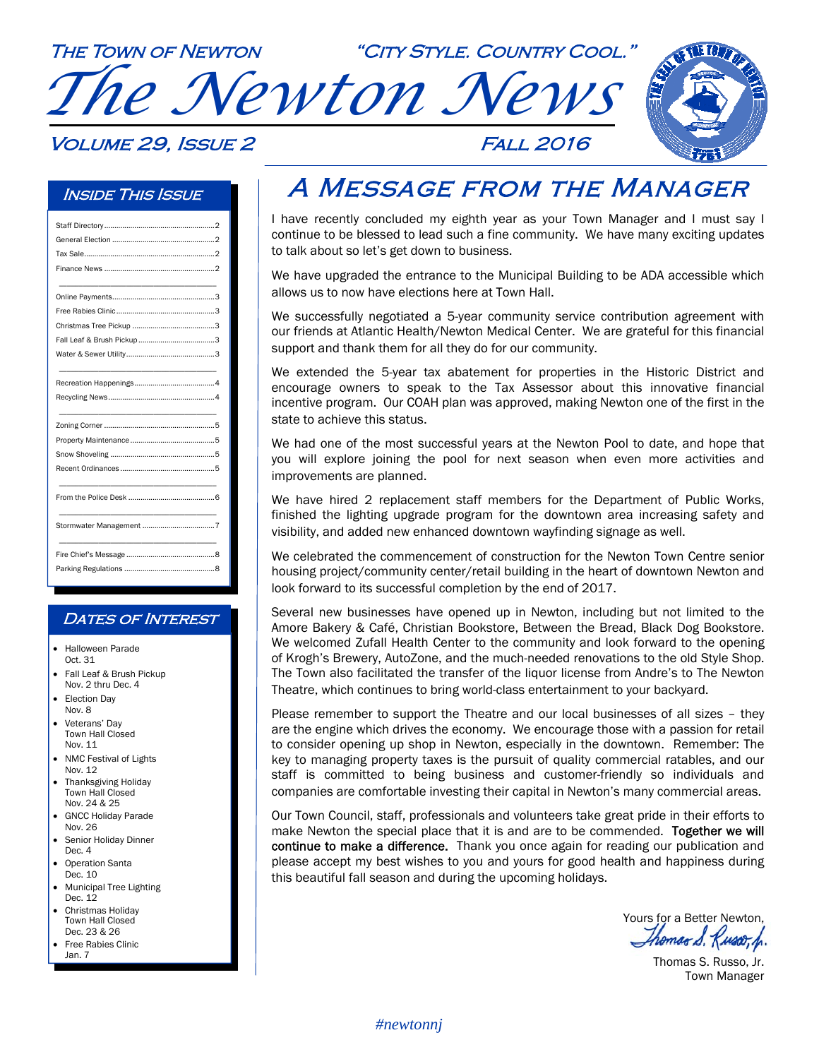THE TOWN OF NEWTON — "CITY STYLE. COUNTRY COOL."

# The Newton News

VOLUME 29, ISSUE 2 — FALL 2016

## Inside This Issue

- Staff Directory ........ 2
- General Election ........ 2
- Tax Sale ........ 2
- Finance News ........ 2
- Online Payments ........ 3
- Free Rabies Clinic ........ 3
- Christmas Tree Pickup ........ 3
- Fall Leaf & Brush Pickup ........ 3
- Water & Sewer Utility ........ 3
- Recreation Happenings ........ 4
- Recycling News ........ 4
- Zoning Corner ........ 5
- Property Maintenance ........ 5
- Snow Shoveling ........ 5
- Recent Ordinances ........ 5
- From the Police Desk ........ 6
- Stormwater Management ........ 7
- Fire Chief's Message ........ 8
- Parking Regulations ........ 8

## Dates of Interest

- Halloween Parade Oct. 31
- Fall Leaf & Brush Pickup Nov. 2 thru Dec. 4
- Election Day Nov. 8
- Veterans' Day Town Hall Closed Nov. 11
- NMC Festival of Lights Nov. 12
- Thanksgiving Holiday Town Hall Closed Nov. 24 & 25
- GNCC Holiday Parade Nov. 26
- Senior Holiday Dinner Dec. 4
- Operation Santa Dec. 10
- Municipal Tree Lighting Dec. 12
- Christmas Holiday Town Hall Closed Dec. 23 & 26
- Free Rabies Clinic Jan. 7

## A Message from the Manager

I have recently concluded my eighth year as your Town Manager and I must say I continue to be blessed to lead such a fine community. We have many exciting updates to talk about so let's get down to business.

We have upgraded the entrance to the Municipal Building to be ADA accessible which allows us to now have elections here at Town Hall.

We successfully negotiated a 5-year community service contribution agreement with our friends at Atlantic Health/Newton Medical Center. We are grateful for this financial support and thank them for all they do for our community.

We extended the 5-year tax abatement for properties in the Historic District and encourage owners to speak to the Tax Assessor about this innovative financial incentive program. Our COAH plan was approved, making Newton one of the first in the state to achieve this status.

We had one of the most successful years at the Newton Pool to date, and hope that you will explore joining the pool for next season when even more activities and improvements are planned.

We have hired 2 replacement staff members for the Department of Public Works, finished the lighting upgrade program for the downtown area increasing safety and visibility, and added new enhanced downtown wayfinding signage as well.

We celebrated the commencement of construction for the Newton Town Centre senior housing project/community center/retail building in the heart of downtown Newton and look forward to its successful completion by the end of 2017.

Several new businesses have opened up in Newton, including but not limited to the Amore Bakery & Café, Christian Bookstore, Between the Bread, Black Dog Bookstore. We welcomed Zufall Health Center to the community and look forward to the opening of Krogh's Brewery, AutoZone, and the much-needed renovations to the old Style Shop. The Town also facilitated the transfer of the liquor license from Andre's to The Newton Theatre, which continues to bring world-class entertainment to your backyard.

Please remember to support the Theatre and our local businesses of all sizes – they are the engine which drives the economy. We encourage those with a passion for retail to consider opening up shop in Newton, especially in the downtown. Remember: The key to managing property taxes is the pursuit of quality commercial ratables, and our staff is committed to being business and customer-friendly so individuals and companies are comfortable investing their capital in Newton's many commercial areas.

Our Town Council, staff, professionals and volunteers take great pride in their efforts to make Newton the special place that it is and are to be commended. **Together we will continue to make a difference.** Thank you once again for reading our publication and please accept my best wishes to you and yours for good health and happiness during this beautiful fall season and during the upcoming holidays.

Yours for a Better Newton,

*Thomas S. Russo, Jr.*

Thomas S. Russo, Jr.
Town Manager

*#newtonnj*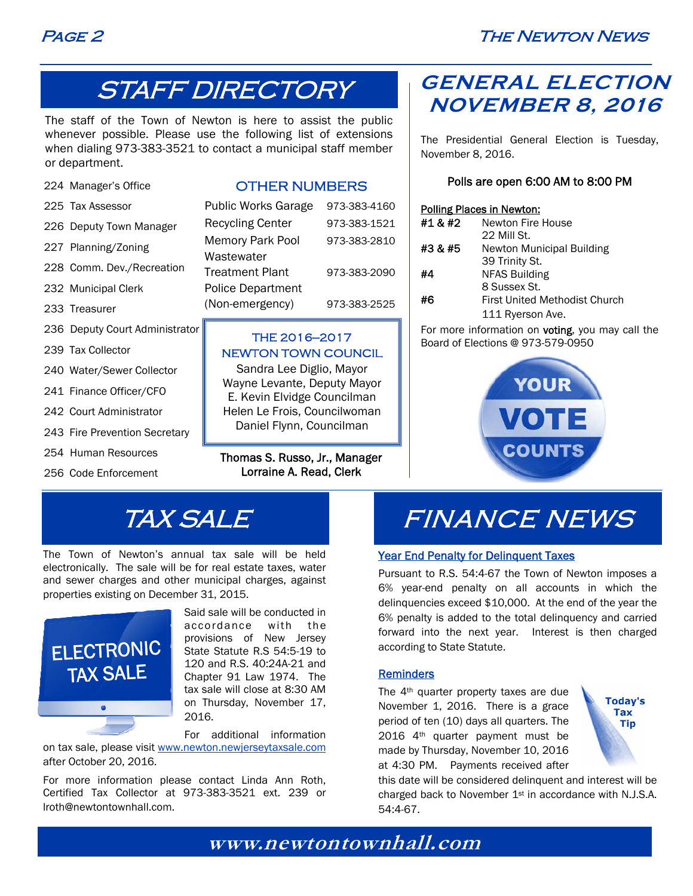## STAFF DIRECTORY

The staff of the Town of Newton is here to assist the public whenever possible. Please use the following list of extensions when dialing 973-383-3521 to contact a municipal staff member or department.

- 224 Manager's Office
- 225 Tax Assessor
- 226 Deputy Town Manager
- 227 Planning/Zoning
- 228 Comm. Dev./Recreation
- 232 Municipal Clerk
- 233 Treasurer
- 236 Deputy Court Administrator
- 239 Tax Collector
- 240 Water/Sewer Collector
- 241 Finance Officer/CFO
- 242 Court Administrator
- 243 Fire Prevention Secretary
- 254 Human Resources
- 256 Code Enforcement

### OTHER NUMBERS

| | |
|---|---|
| Public Works Garage | 973-383-4160 |
| Recycling Center | 973-383-1521 |
| Memory Park Pool | 973-383-2810 |
| Wastewater Treatment Plant | 973-383-2090 |
| Police Department (Non-emergency) | 973-383-2525 |

### THE 2016–2017 NEWTON TOWN COUNCIL

Sandra Lee Diglio, Mayor
Wayne Levante, Deputy Mayor
E. Kevin Elvidge Councilman
Helen Le Frois, Councilwoman
Daniel Flynn, Councilman

**Thomas S. Russo, Jr., Manager**
**Lorraine A. Read, Clerk**

## GENERAL ELECTION NOVEMBER 8, 2016

The Presidential General Election is Tuesday, November 8, 2016.

**Polls are open 6:00 AM to 8:00 PM**

Polling Places in Newton:

| | |
|---|---|
| #1 & #2 | Newton Fire House, 22 Mill St. |
| #3 & #5 | Newton Municipal Building, 39 Trinity St. |
| #4 | NFAS Building, 8 Sussex St. |
| #6 | First United Methodist Church, 111 Ryerson Ave. |

For more information on **voting**, you may call the Board of Elections @ 973-579-0950

YOUR VOTE COUNTS

## TAX SALE

The Town of Newton's annual tax sale will be held electronically. The sale will be for real estate taxes, water and sewer charges and other municipal charges, against properties existing on December 31, 2015.

ELECTRONIC TAX SALE

Said sale will be conducted in accordance with the provisions of New Jersey State Statute R.S 54:5-19 to 120 and R.S. 40:24A-21 and Chapter 91 Law 1974. The tax sale will close at 8:30 AM on Thursday, November 17, 2016.

For additional information on tax sale, please visit www.newton.newjerseytaxsale.com after October 20, 2016.

For more information please contact Linda Ann Roth, Certified Tax Collector at 973-383-3521 ext. 239 or lroth@newtontownhall.com.

## FINANCE NEWS

### Year End Penalty for Delinquent Taxes

Pursuant to R.S. 54:4-67 the Town of Newton imposes a 6% year-end penalty on all accounts in which the delinquencies exceed $10,000. At the end of the year the 6% penalty is added to the total delinquency and carried forward into the next year. Interest is then charged according to State Statute.

### Reminders

Today's Tax Tip

The 4th quarter property taxes are due November 1, 2016. There is a grace period of ten (10) days all quarters. The 2016 4th quarter payment must be made by Thursday, November 10, 2016 at 4:30 PM. Payments received after this date will be considered delinquent and interest will be charged back to November 1st in accordance with N.J.S.A. 54:4-67.

www.newtontownhall.com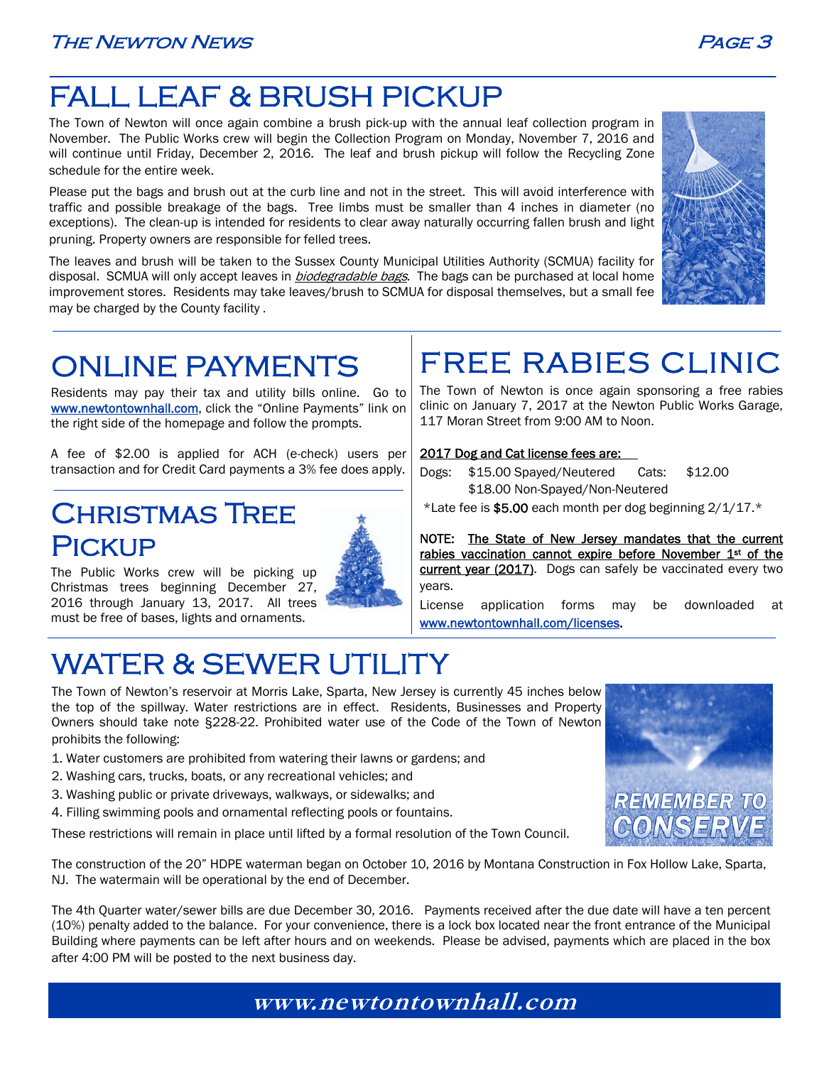# FALL LEAF & BRUSH PICKUP

The Town of Newton will once again combine a brush pick-up with the annual leaf collection program in November. The Public Works crew will begin the Collection Program on Monday, November 7, 2016 and will continue until Friday, December 2, 2016. The leaf and brush pickup will follow the Recycling Zone schedule for the entire week.

Please put the bags and brush out at the curb line and not in the street. This will avoid interference with traffic and possible breakage of the bags. Tree limbs must be smaller than 4 inches in diameter (no exceptions). The clean-up is intended for residents to clear away naturally occurring fallen brush and light pruning. Property owners are responsible for felled trees.

The leaves and brush will be taken to the Sussex County Municipal Utilities Authority (SCMUA) facility for disposal. SCMUA will only accept leaves in *biodegradable bags*. The bags can be purchased at local home improvement stores. Residents may take leaves/brush to SCMUA for disposal themselves, but a small fee may be charged by the County facility .

# ONLINE PAYMENTS

Residents may pay their tax and utility bills online. Go to www.newtontownhall.com, click the "Online Payments" link on the right side of the homepage and follow the prompts.

A fee of $2.00 is applied for ACH (e-check) users per transaction and for Credit Card payments a 3% fee does apply.

# CHRISTMAS TREE PICKUP

The Public Works crew will be picking up Christmas trees beginning December 27, 2016 through January 13, 2017. All trees must be free of bases, lights and ornaments.

# FREE RABIES CLINIC

The Town of Newton is once again sponsoring a free rabies clinic on January 7, 2017 at the Newton Public Works Garage, 117 Moran Street from 9:00 AM to Noon.

**2017 Dog and Cat license fees are:**

Dogs: $15.00 Spayed/Neutered Cats: $12.00
$18.00 Non-Spayed/Non-Neutered

*Late fee is **$5.00** each month per dog beginning 2/1/17.*

NOTE: **The State of New Jersey mandates that the current rabies vaccination cannot expire before November 1st of the current year (2017).** Dogs can safely be vaccinated every two years.

License application forms may be downloaded at www.newtontownhall.com/licenses.

# WATER & SEWER UTILITY

The Town of Newton's reservoir at Morris Lake, Sparta, New Jersey is currently 45 inches below the top of the spillway. Water restrictions are in effect. Residents, Businesses and Property Owners should take note §228-22. Prohibited water use of the Code of the Town of Newton prohibits the following:

1. Water customers are prohibited from watering their lawns or gardens; and
2. Washing cars, trucks, boats, or any recreational vehicles; and
3. Washing public or private driveways, walkways, or sidewalks; and
4. Filling swimming pools and ornamental reflecting pools or fountains.

These restrictions will remain in place until lifted by a formal resolution of the Town Council.

REMEMBER TO CONSERVE

The construction of the 20" HDPE waterman began on October 10, 2016 by Montana Construction in Fox Hollow Lake, Sparta, NJ. The watermain will be operational by the end of December.

The 4th Quarter water/sewer bills are due December 30, 2016. Payments received after the due date will have a ten percent (10%) penalty added to the balance. For your convenience, there is a lock box located near the front entrance of the Municipal Building where payments can be left after hours and on weekends. Please be advised, payments which are placed in the box after 4:00 PM will be posted to the next business day.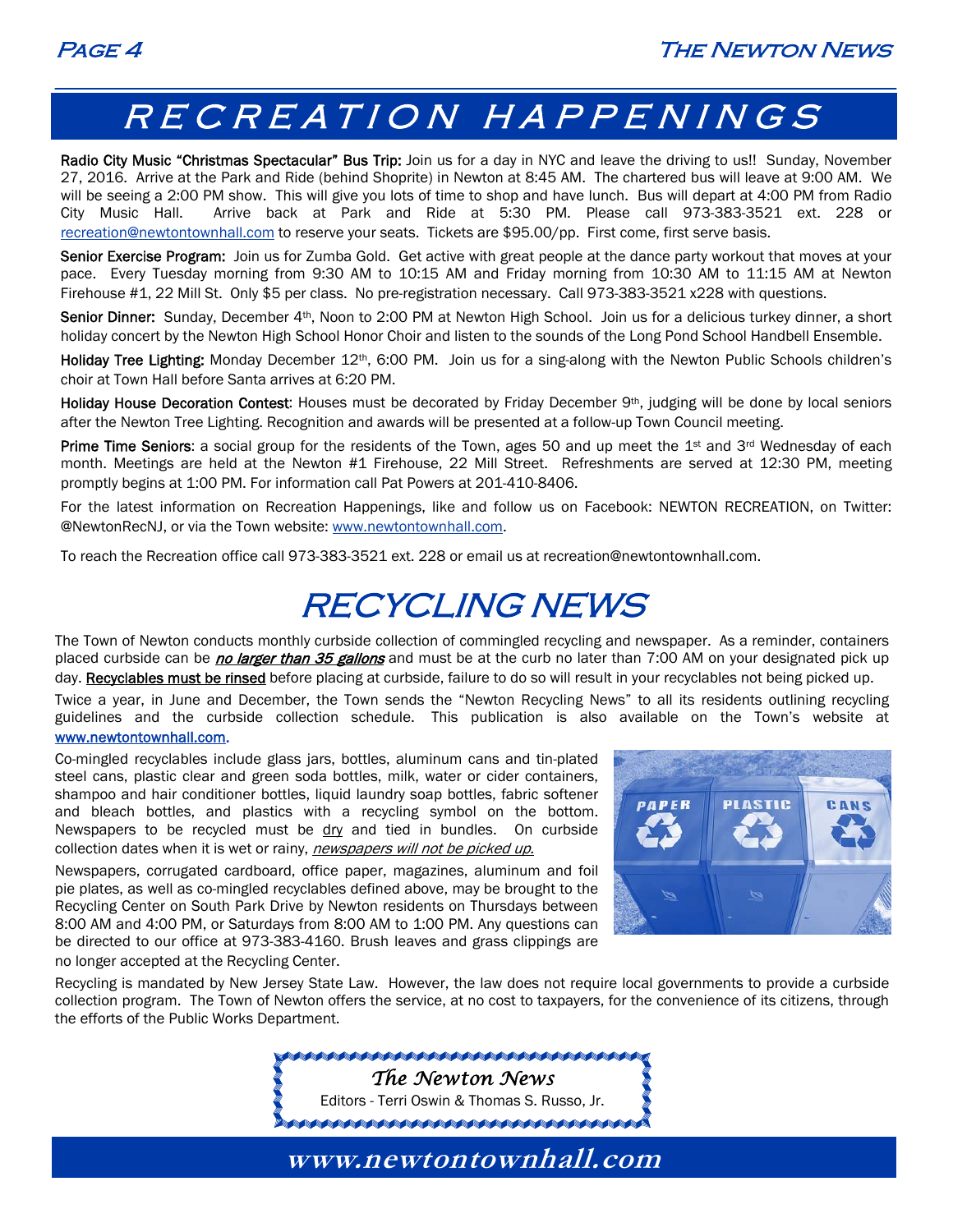# RECREATION HAPPENINGS

**Radio City Music "Christmas Spectacular" Bus Trip:** Join us for a day in NYC and leave the driving to us!! Sunday, November 27, 2016. Arrive at the Park and Ride (behind Shoprite) in Newton at 8:45 AM. The chartered bus will leave at 9:00 AM. We will be seeing a 2:00 PM show. This will give you lots of time to shop and have lunch. Bus will depart at 4:00 PM from Radio City Music Hall. Arrive back at Park and Ride at 5:30 PM. Please call 973-383-3521 ext. 228 or recreation@newtontownhall.com to reserve your seats. Tickets are $95.00/pp. First come, first serve basis.

**Senior Exercise Program:** Join us for Zumba Gold. Get active with great people at the dance party workout that moves at your pace. Every Tuesday morning from 9:30 AM to 10:15 AM and Friday morning from 10:30 AM to 11:15 AM at Newton Firehouse #1, 22 Mill St. Only $5 per class. No pre-registration necessary. Call 973-383-3521 x228 with questions.

**Senior Dinner:** Sunday, December 4th, Noon to 2:00 PM at Newton High School. Join us for a delicious turkey dinner, a short holiday concert by the Newton High School Honor Choir and listen to the sounds of the Long Pond School Handbell Ensemble.

**Holiday Tree Lighting:** Monday December 12th, 6:00 PM. Join us for a sing-along with the Newton Public Schools children's choir at Town Hall before Santa arrives at 6:20 PM.

**Holiday House Decoration Contest**: Houses must be decorated by Friday December 9th, judging will be done by local seniors after the Newton Tree Lighting. Recognition and awards will be presented at a follow-up Town Council meeting.

**Prime Time Seniors**: a social group for the residents of the Town, ages 50 and up meet the 1st and 3rd Wednesday of each month. Meetings are held at the Newton #1 Firehouse, 22 Mill Street. Refreshments are served at 12:30 PM, meeting promptly begins at 1:00 PM. For information call Pat Powers at 201-410-8406.

For the latest information on Recreation Happenings, like and follow us on Facebook: NEWTON RECREATION, on Twitter: @NewtonRecNJ, or via the Town website: www.newtontownhall.com.

To reach the Recreation office call 973-383-3521 ext. 228 or email us at recreation@newtontownhall.com.

# RECYCLING NEWS

The Town of Newton conducts monthly curbside collection of commingled recycling and newspaper. As a reminder, containers placed curbside can be ***no larger than 35 gallons*** and must be at the curb no later than 7:00 AM on your designated pick up day. **Recyclables must be rinsed** before placing at curbside, failure to do so will result in your recyclables not being picked up.

Twice a year, in June and December, the Town sends the "Newton Recycling News" to all its residents outlining recycling guidelines and the curbside collection schedule. This publication is also available on the Town's website at **www.newtontownhall.com**.

Co-mingled recyclables include glass jars, bottles, aluminum cans and tin-plated steel cans, plastic clear and green soda bottles, milk, water or cider containers, shampoo and hair conditioner bottles, liquid laundry soap bottles, fabric softener and bleach bottles, and plastics with a recycling symbol on the bottom. Newspapers to be recycled must be dry and tied in bundles. On curbside collection dates when it is wet or rainy, *newspapers will not be picked up.*

Newspapers, corrugated cardboard, office paper, magazines, aluminum and foil pie plates, as well as co-mingled recyclables defined above, may be brought to the Recycling Center on South Park Drive by Newton residents on Thursdays between 8:00 AM and 4:00 PM, or Saturdays from 8:00 AM to 1:00 PM. Any questions can be directed to our office at 973-383-4160. Brush leaves and grass clippings are no longer accepted at the Recycling Center.

Recycling is mandated by New Jersey State Law. However, the law does not require local governments to provide a curbside collection program. The Town of Newton offers the service, at no cost to taxpayers, for the convenience of its citizens, through the efforts of the Public Works Department.

*The Newton News*

Editors - Terri Oswin & Thomas S. Russo, Jr.

**www.newtontownhall.com**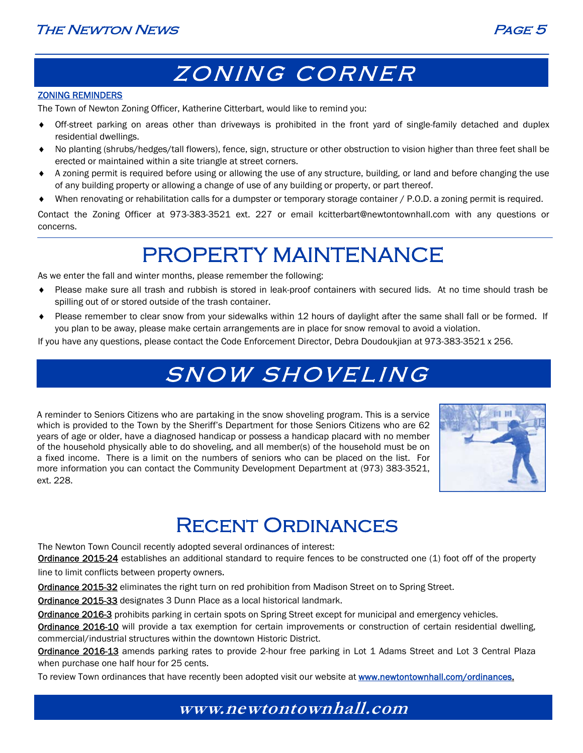# ZONING CORNER

**ZONING REMINDERS**

The Town of Newton Zoning Officer, Katherine Citterbart, would like to remind you:

- Off-street parking on areas other than driveways is prohibited in the front yard of single-family detached and duplex residential dwellings.
- No planting (shrubs/hedges/tall flowers), fence, sign, structure or other obstruction to vision higher than three feet shall be erected or maintained within a site triangle at street corners.
- A zoning permit is required before using or allowing the use of any structure, building, or land and before changing the use of any building property or allowing a change of use of any building or property, or part thereof.
- When renovating or rehabilitation calls for a dumpster or temporary storage container / P.O.D. a zoning permit is required.

Contact the Zoning Officer at 973-383-3521 ext. 227 or email kcitterbart@newtontownhall.com with any questions or concerns.

# PROPERTY MAINTENANCE

As we enter the fall and winter months, please remember the following:

- Please make sure all trash and rubbish is stored in leak-proof containers with secured lids. At no time should trash be spilling out of or stored outside of the trash container.
- Please remember to clear snow from your sidewalks within 12 hours of daylight after the same shall fall or be formed. If you plan to be away, please make certain arrangements are in place for snow removal to avoid a violation.

If you have any questions, please contact the Code Enforcement Director, Debra Doudoukjian at 973-383-3521 x 256.

# SNOW SHOVELING

A reminder to Seniors Citizens who are partaking in the snow shoveling program. This is a service which is provided to the Town by the Sheriff's Department for those Seniors Citizens who are 62 years of age or older, have a diagnosed handicap or possess a handicap placard with no member of the household physically able to do shoveling, and all member(s) of the household must be on a fixed income. There is a limit on the numbers of seniors who can be placed on the list. For more information you can contact the Community Development Department at (973) 383-3521, ext. 228.

# Recent Ordinances

The Newton Town Council recently adopted several ordinances of interest:

**Ordinance 2015-24** establishes an additional standard to require fences to be constructed one (1) foot off of the property line to limit conflicts between property owners.

**Ordinance 2015-32** eliminates the right turn on red prohibition from Madison Street on to Spring Street.

**Ordinance 2015-33** designates 3 Dunn Place as a local historical landmark.

**Ordinance 2016-3** prohibits parking in certain spots on Spring Street except for municipal and emergency vehicles.

**Ordinance 2016-10** will provide a tax exemption for certain improvements or construction of certain residential dwelling, commercial/industrial structures within the downtown Historic District.

**Ordinance 2016-13** amends parking rates to provide 2-hour free parking in Lot 1 Adams Street and Lot 3 Central Plaza when purchase one half hour for 25 cents.

To review Town ordinances that have recently been adopted visit our website at www.newtontownhall.com/ordinances.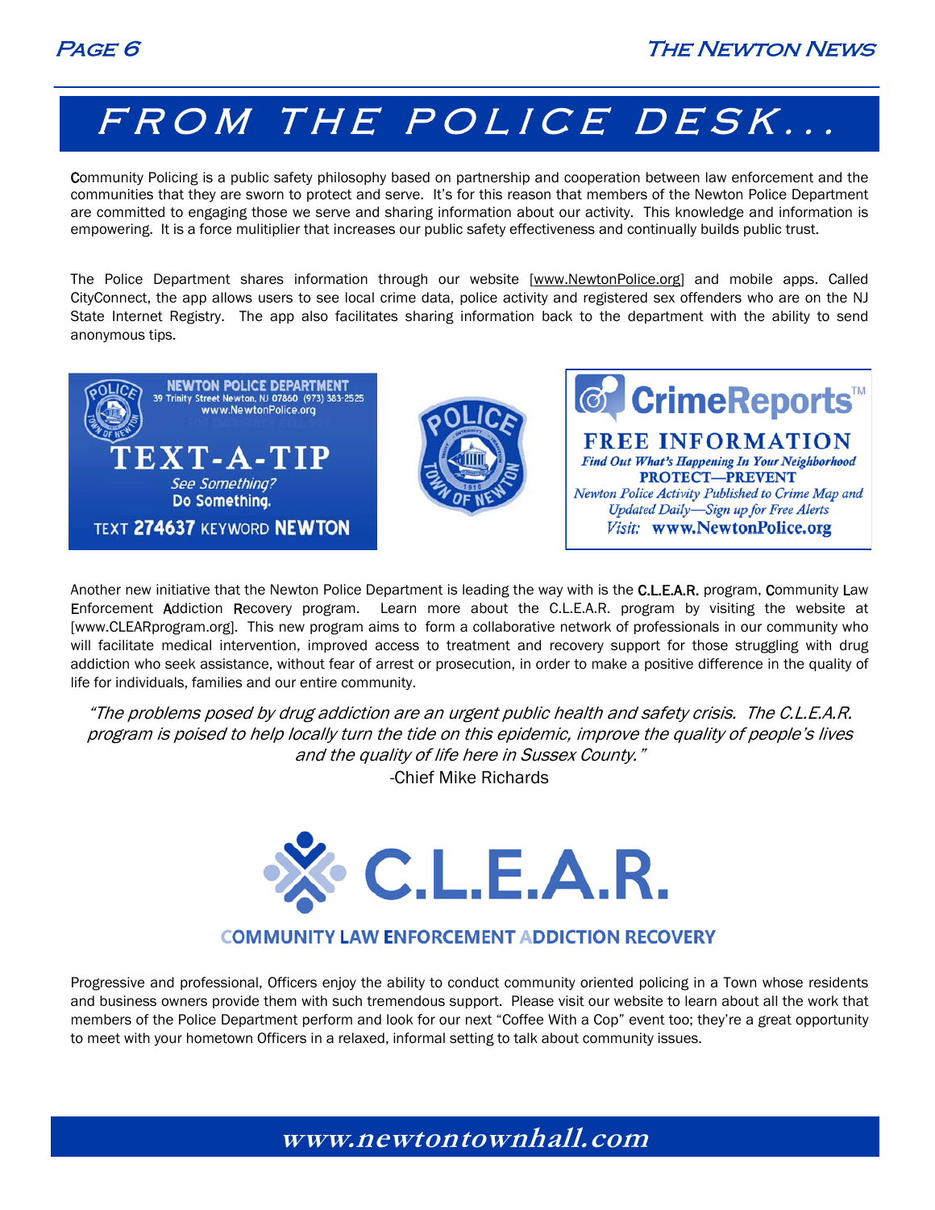# FROM THE POLICE DESK...

Community Policing is a public safety philosophy based on partnership and cooperation between law enforcement and the communities that they are sworn to protect and serve. It's for this reason that members of the Newton Police Department are committed to engaging those we serve and sharing information about our activity. This knowledge and information is empowering. It is a force mulitiplier that increases our public safety effectiveness and continually builds public trust.

The Police Department shares information through our website [www.NewtonPolice.org] and mobile apps. Called CityConnect, the app allows users to see local crime data, police activity and registered sex offenders who are on the NJ State Internet Registry. The app also facilitates sharing information back to the department with the ability to send anonymous tips.

**NEWTON POLICE DEPARTMENT**
39 Trinity Street Newton, NJ 07860 (973) 383-2525
www.NewtonPolice.org

**TEXT-A-TIP**
*See Something?*
**Do Something.**
TEXT **274637** KEYWORD **NEWTON**

**CrimeReports™**
**FREE INFORMATION**
*Find Out What's Happening In Your Neighborhood*
**PROTECT—PREVENT**
*Newton Police Activity Published to Crime Map and Updated Daily—Sign up for Free Alerts*
*Visit:* **www.NewtonPolice.org**

Another new initiative that the Newton Police Department is leading the way with is the C.L.E.A.R. program, Community Law Enforcement Addiction Recovery program. Learn more about the C.L.E.A.R. program by visiting the website at [www.CLEARprogram.org]. This new program aims to form a collaborative network of professionals in our community who will facilitate medical intervention, improved access to treatment and recovery support for those struggling with drug addiction who seek assistance, without fear of arrest or prosecution, in order to make a positive difference in the quality of life for individuals, families and our entire community.

*"The problems posed by drug addiction are an urgent public health and safety crisis. The C.L.E.A.R. program is poised to help locally turn the tide on this epidemic, improve the quality of people's lives and the quality of life here in Sussex County."*

-Chief Mike Richards

**C.L.E.A.R.**
**COMMUNITY LAW ENFORCEMENT ADDICTION RECOVERY**

Progressive and professional, Officers enjoy the ability to conduct community oriented policing in a Town whose residents and business owners provide them with such tremendous support. Please visit our website to learn about all the work that members of the Police Department perform and look for our next "Coffee With a Cop" event too; they're a great opportunity to meet with your hometown Officers in a relaxed, informal setting to talk about community issues.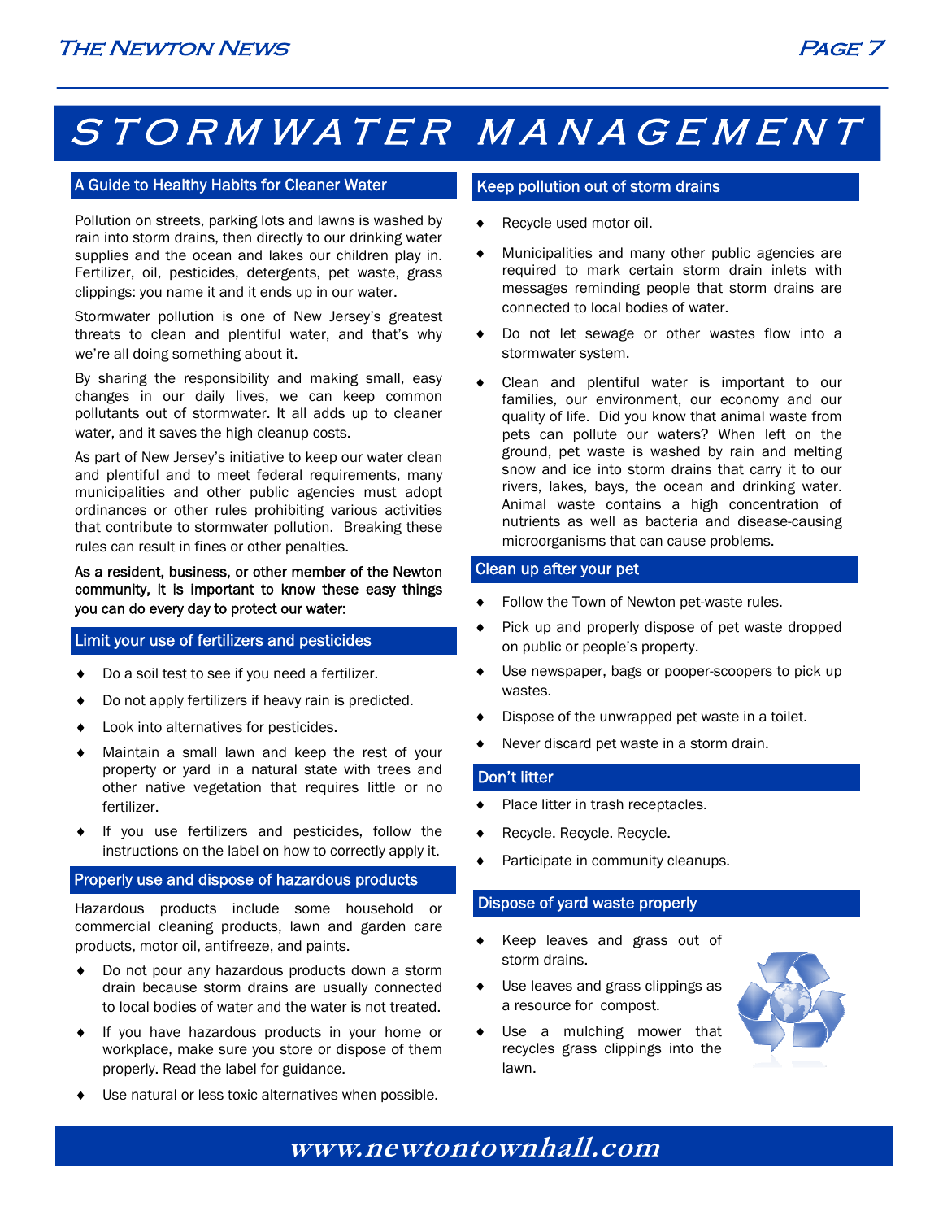# STORMWATER MANAGEMENT

## A Guide to Healthy Habits for Cleaner Water

Pollution on streets, parking lots and lawns is washed by rain into storm drains, then directly to our drinking water supplies and the ocean and lakes our children play in. Fertilizer, oil, pesticides, detergents, pet waste, grass clippings: you name it and it ends up in our water.

Stormwater pollution is one of New Jersey's greatest threats to clean and plentiful water, and that's why we're all doing something about it.

By sharing the responsibility and making small, easy changes in our daily lives, we can keep common pollutants out of stormwater. It all adds up to cleaner water, and it saves the high cleanup costs.

As part of New Jersey's initiative to keep our water clean and plentiful and to meet federal requirements, many municipalities and other public agencies must adopt ordinances or other rules prohibiting various activities that contribute to stormwater pollution. Breaking these rules can result in fines or other penalties.

**As a resident, business, or other member of the Newton community, it is important to know these easy things you can do every day to protect our water:**

## Limit your use of fertilizers and pesticides

- Do a soil test to see if you need a fertilizer.
- Do not apply fertilizers if heavy rain is predicted.
- Look into alternatives for pesticides.
- Maintain a small lawn and keep the rest of your property or yard in a natural state with trees and other native vegetation that requires little or no fertilizer.
- If you use fertilizers and pesticides, follow the instructions on the label on how to correctly apply it.

## Properly use and dispose of hazardous products

Hazardous products include some household or commercial cleaning products, lawn and garden care products, motor oil, antifreeze, and paints.

- Do not pour any hazardous products down a storm drain because storm drains are usually connected to local bodies of water and the water is not treated.
- If you have hazardous products in your home or workplace, make sure you store or dispose of them properly. Read the label for guidance.
- Use natural or less toxic alternatives when possible.

## Keep pollution out of storm drains

- Recycle used motor oil.
- Municipalities and many other public agencies are required to mark certain storm drain inlets with messages reminding people that storm drains are connected to local bodies of water.
- Do not let sewage or other wastes flow into a stormwater system.
- Clean and plentiful water is important to our families, our environment, our economy and our quality of life. Did you know that animal waste from pets can pollute our waters? When left on the ground, pet waste is washed by rain and melting snow and ice into storm drains that carry it to our rivers, lakes, bays, the ocean and drinking water. Animal waste contains a high concentration of nutrients as well as bacteria and disease-causing microorganisms that can cause problems.

## Clean up after your pet

- Follow the Town of Newton pet-waste rules.
- Pick up and properly dispose of pet waste dropped on public or people's property.
- Use newspaper, bags or pooper-scoopers to pick up wastes.
- Dispose of the unwrapped pet waste in a toilet.
- Never discard pet waste in a storm drain.

## Don't litter

- Place litter in trash receptacles.
- Recycle. Recycle. Recycle.
- Participate in community cleanups.

## Dispose of yard waste properly

- Keep leaves and grass out of storm drains.
- Use leaves and grass clippings as a resource for compost.
- Use a mulching mower that recycles grass clippings into the lawn.

**www.newtontownhall.com**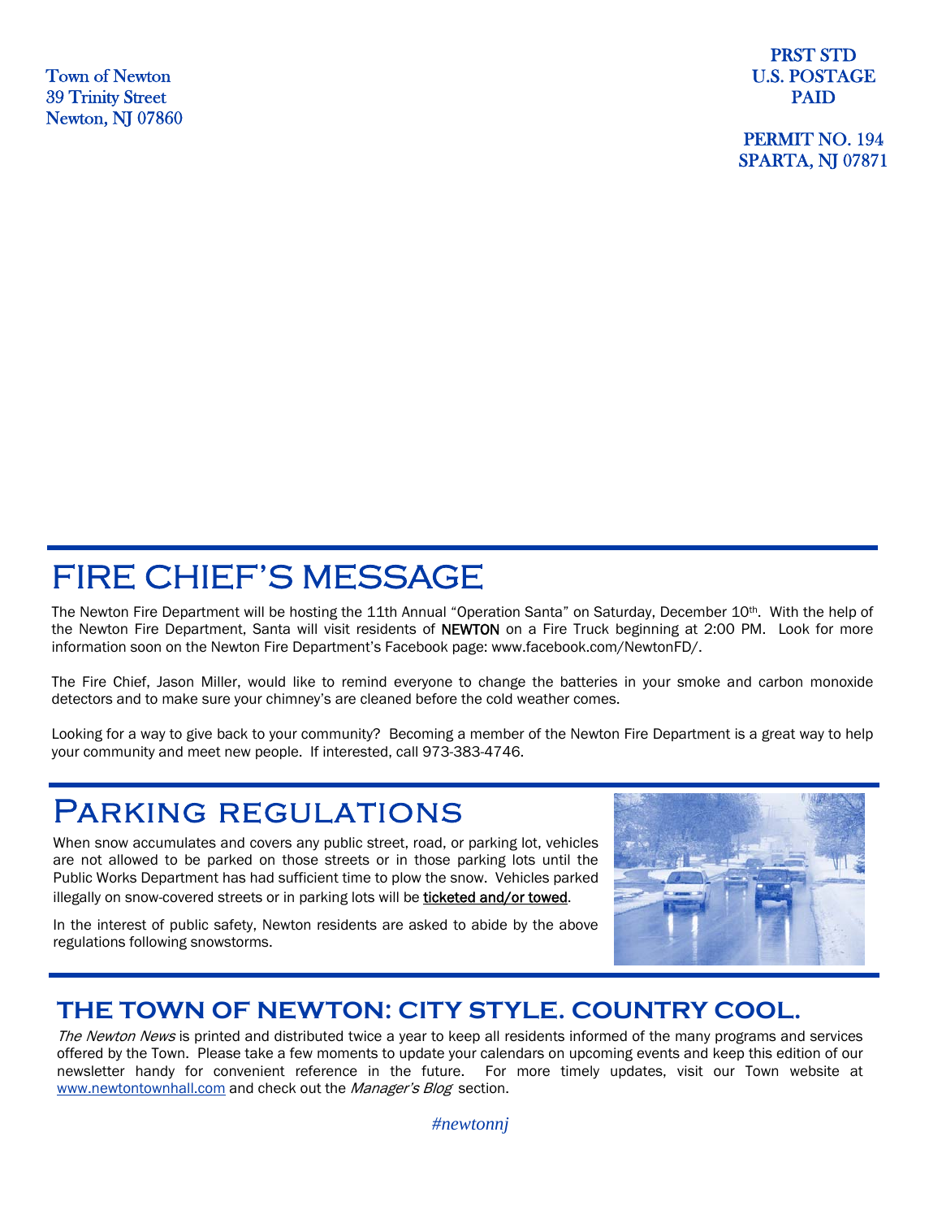Town of Newton
39 Trinity Street
Newton, NJ 07860

PRST STD
U.S. POSTAGE
PAID

PERMIT NO. 194
SPARTA, NJ 07871

# FIRE CHIEF'S MESSAGE

The Newton Fire Department will be hosting the 11th Annual "Operation Santa" on Saturday, December 10th. With the help of the Newton Fire Department, Santa will visit residents of **NEWTON** on a Fire Truck beginning at 2:00 PM. Look for more information soon on the Newton Fire Department's Facebook page: www.facebook.com/NewtonFD/.

The Fire Chief, Jason Miller, would like to remind everyone to change the batteries in your smoke and carbon monoxide detectors and to make sure your chimney's are cleaned before the cold weather comes.

Looking for a way to give back to your community? Becoming a member of the Newton Fire Department is a great way to help your community and meet new people. If interested, call 973-383-4746.

# Parking regulations

When snow accumulates and covers any public street, road, or parking lot, vehicles are not allowed to be parked on those streets or in those parking lots until the Public Works Department has had sufficient time to plow the snow. Vehicles parked illegally on snow-covered streets or in parking lots will be ticketed and/or towed.

In the interest of public safety, Newton residents are asked to abide by the above regulations following snowstorms.

## THE TOWN OF NEWTON: CITY STYLE. COUNTRY COOL.

*The Newton News* is printed and distributed twice a year to keep all residents informed of the many programs and services offered by the Town. Please take a few moments to update your calendars on upcoming events and keep this edition of our newsletter handy for convenient reference in the future. For more timely updates, visit our Town website at www.newtontownhall.com and check out the *Manager's Blog* section.

*#newtonnj*